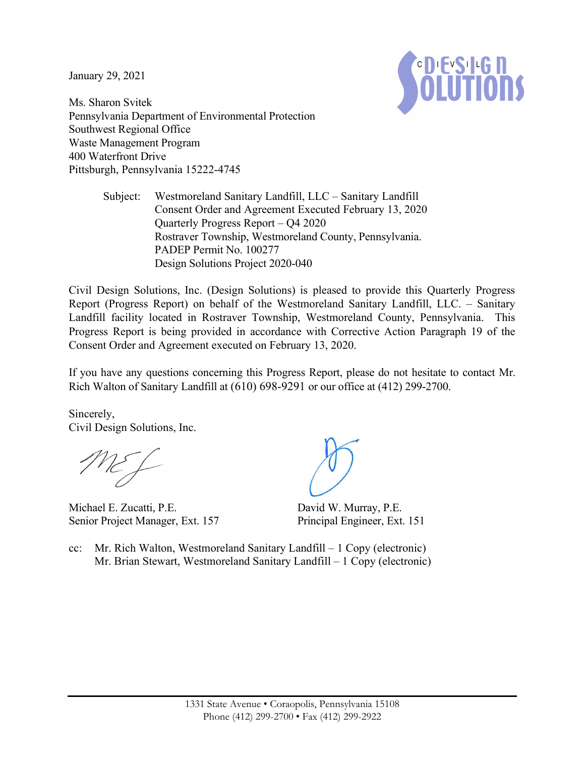January 29, 2021

Ms. Sharon Svitek
Pennsylvania Department of Environmental Protection
Southwest Regional Office
Waste Management Program
400 Waterfront Drive
Pittsburgh, Pennsylvania 15222-4745

Subject: Westmoreland Sanitary Landfill, LLC – Sanitary Landfill
Consent Order and Agreement Executed February 13, 2020
Quarterly Progress Report – Q4 2020
Rostraver Township, Westmoreland County, Pennsylvania.
PADEP Permit No. 100277
Design Solutions Project 2020-040

Civil Design Solutions, Inc. (Design Solutions) is pleased to provide this Quarterly Progress Report (Progress Report) on behalf of the Westmoreland Sanitary Landfill, LLC. – Sanitary Landfill facility located in Rostraver Township, Westmoreland County, Pennsylvania. This Progress Report is being provided in accordance with Corrective Action Paragraph 19 of the Consent Order and Agreement executed on February 13, 2020.

If you have any questions concerning this Progress Report, please do not hesitate to contact Mr. Rich Walton of Sanitary Landfill at (610) 698-9291 or our office at (412) 299-2700.

Sincerely,
Civil Design Solutions, Inc.

Michael E. Zucatti, P.E.
Senior Project Manager, Ext. 157

David W. Murray, P.E.
Principal Engineer, Ext. 151

cc: Mr. Rich Walton, Westmoreland Sanitary Landfill – 1 Copy (electronic)
Mr. Brian Stewart, Westmoreland Sanitary Landfill – 1 Copy (electronic)

1331 State Avenue • Coraopolis, Pennsylvania 15108
Phone (412) 299-2700 • Fax (412) 299-2922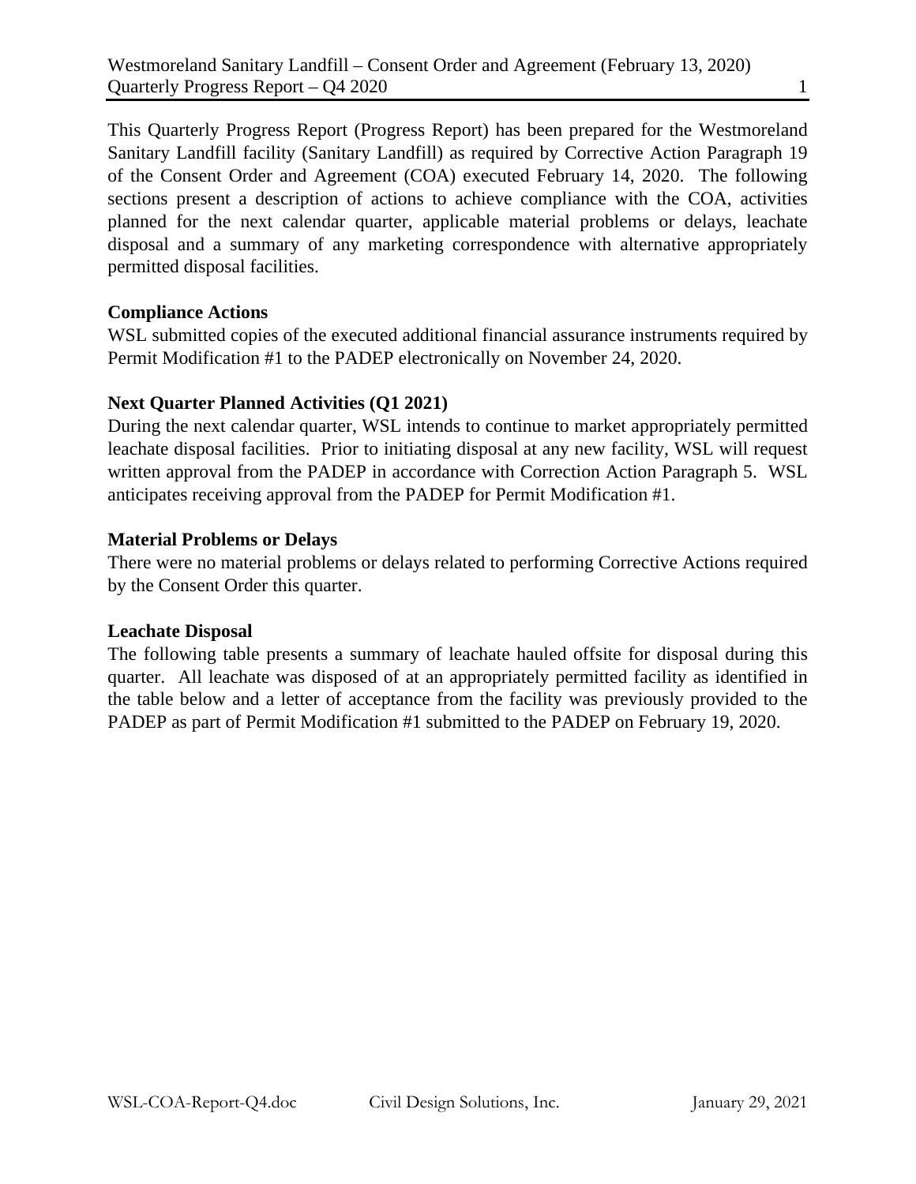This Quarterly Progress Report (Progress Report) has been prepared for the Westmoreland Sanitary Landfill facility (Sanitary Landfill) as required by Corrective Action Paragraph 19 of the Consent Order and Agreement (COA) executed February 14, 2020. The following sections present a description of actions to achieve compliance with the COA, activities planned for the next calendar quarter, applicable material problems or delays, leachate disposal and a summary of any marketing correspondence with alternative appropriately permitted disposal facilities.

**Compliance Actions**

WSL submitted copies of the executed additional financial assurance instruments required by Permit Modification #1 to the PADEP electronically on November 24, 2020.

**Next Quarter Planned Activities (Q1 2021)**

During the next calendar quarter, WSL intends to continue to market appropriately permitted leachate disposal facilities. Prior to initiating disposal at any new facility, WSL will request written approval from the PADEP in accordance with Correction Action Paragraph 5. WSL anticipates receiving approval from the PADEP for Permit Modification #1.

**Material Problems or Delays**

There were no material problems or delays related to performing Corrective Actions required by the Consent Order this quarter.

**Leachate Disposal**

The following table presents a summary of leachate hauled offsite for disposal during this quarter. All leachate was disposed of at an appropriately permitted facility as identified in the table below and a letter of acceptance from the facility was previously provided to the PADEP as part of Permit Modification #1 submitted to the PADEP on February 19, 2020.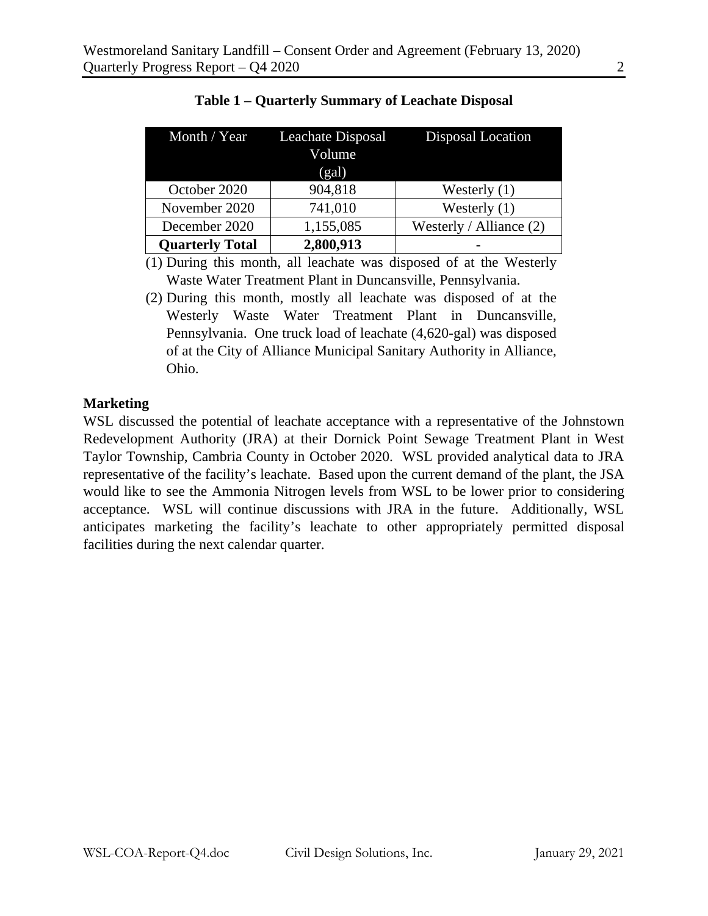**Table 1 – Quarterly Summary of Leachate Disposal**

| Month / Year | Leachate Disposal Volume (gal) | Disposal Location |
|---|---|---|
| October 2020 | 904,818 | Westerly (1) |
| November 2020 | 741,010 | Westerly (1) |
| December 2020 | 1,155,085 | Westerly / Alliance (2) |
| **Quarterly Total** | **2,800,913** | - |

(1) During this month, all leachate was disposed of at the Westerly Waste Water Treatment Plant in Duncansville, Pennsylvania.

(2) During this month, mostly all leachate was disposed of at the Westerly Waste Water Treatment Plant in Duncansville, Pennsylvania. One truck load of leachate (4,620-gal) was disposed of at the City of Alliance Municipal Sanitary Authority in Alliance, Ohio.

**Marketing**

WSL discussed the potential of leachate acceptance with a representative of the Johnstown Redevelopment Authority (JRA) at their Dornick Point Sewage Treatment Plant in West Taylor Township, Cambria County in October 2020. WSL provided analytical data to JRA representative of the facility's leachate. Based upon the current demand of the plant, the JSA would like to see the Ammonia Nitrogen levels from WSL to be lower prior to considering acceptance. WSL will continue discussions with JRA in the future. Additionally, WSL anticipates marketing the facility's leachate to other appropriately permitted disposal facilities during the next calendar quarter.